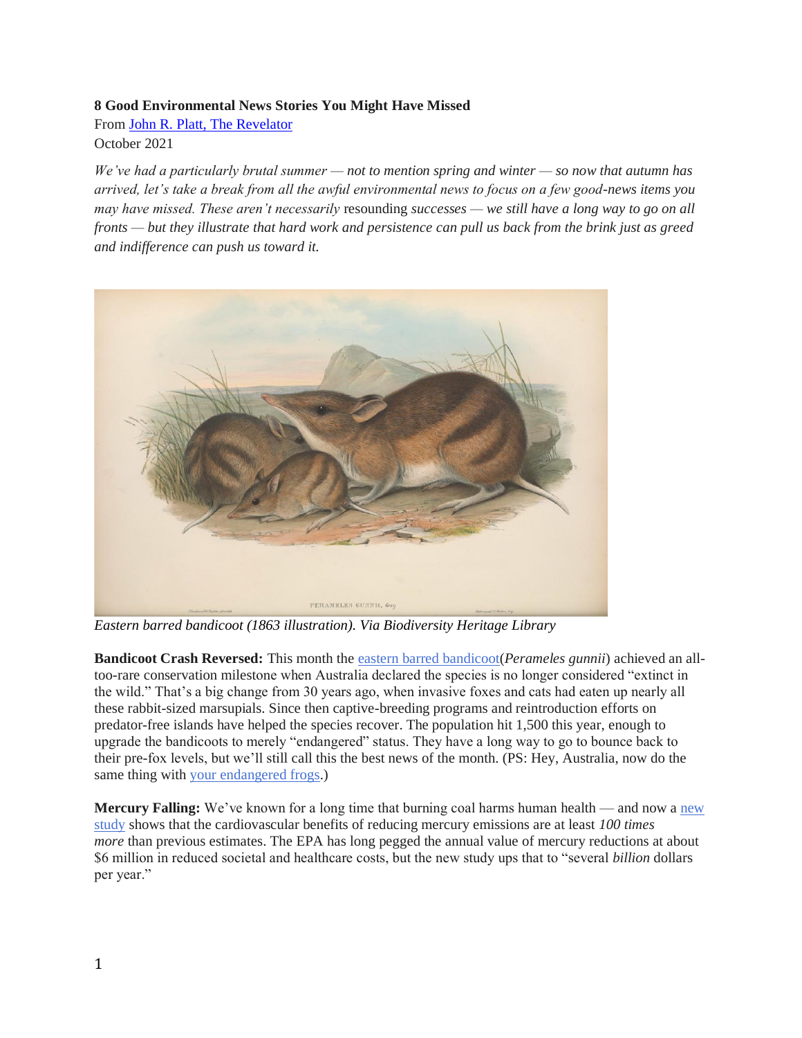**8 Good Environmental News Stories You Might Have Missed**

From John R. Platt, The Revelator

October 2021

*We've had a particularly brutal summer — not to mention spring and winter — so now that autumn has arrived, let's take a break from all the awful environmental news to focus on a few good-news items you may have missed. These aren't necessarily* resounding *successes — we still have a long way to go on all fronts — but they illustrate that hard work and persistence can pull us back from the brink just as greed and indifference can push us toward it.*

*Eastern barred bandicoot (1863 illustration). Via Biodiversity Heritage Library*

**Bandicoot Crash Reversed:** This month the eastern barred bandicoot(*Perameles gunnii*) achieved an all-too-rare conservation milestone when Australia declared the species is no longer considered "extinct in the wild." That's a big change from 30 years ago, when invasive foxes and cats had eaten up nearly all these rabbit-sized marsupials. Since then captive-breeding programs and reintroduction efforts on predator-free islands have helped the species recover. The population hit 1,500 this year, enough to upgrade the bandicoots to merely "endangered" status. They have a long way to go to bounce back to their pre-fox levels, but we'll still call this the best news of the month. (PS: Hey, Australia, now do the same thing with your endangered frogs.)

**Mercury Falling:** We've known for a long time that burning coal harms human health — and now a new study shows that the cardiovascular benefits of reducing mercury emissions are at least *100 times more* than previous estimates. The EPA has long pegged the annual value of mercury reductions at about $6 million in reduced societal and healthcare costs, but the new study ups that to "several *billion* dollars per year."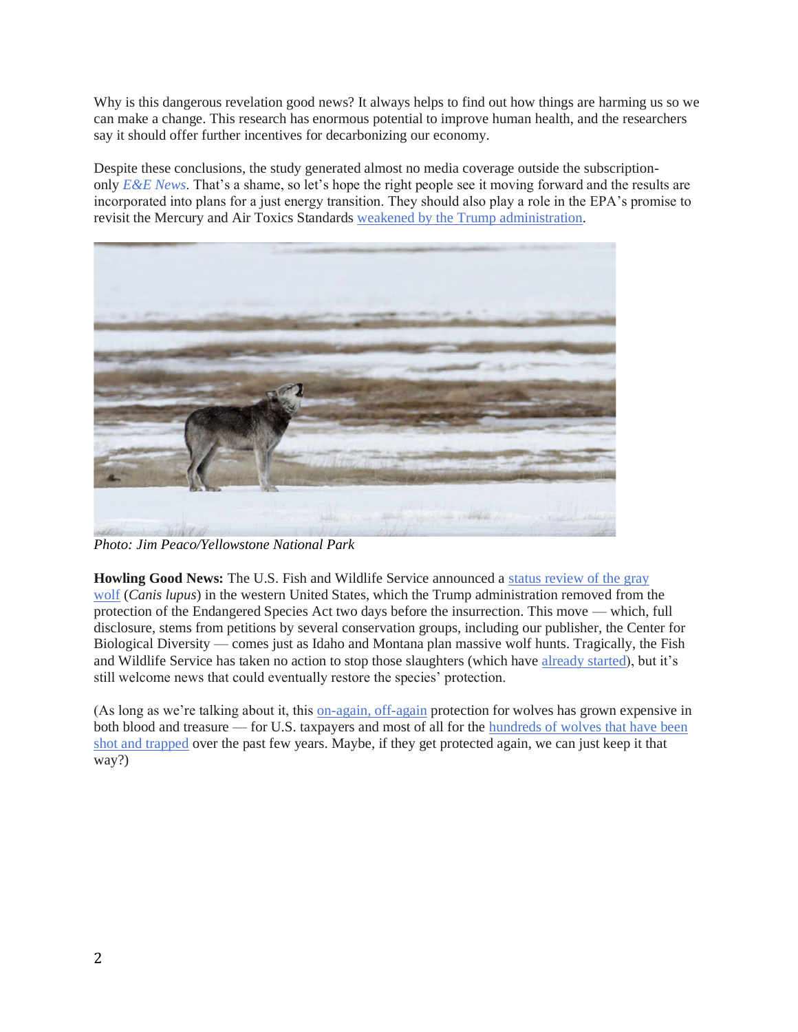Why is this dangerous revelation good news? It always helps to find out how things are harming us so we can make a change. This research has enormous potential to improve human health, and the researchers say it should offer further incentives for decarbonizing our economy.

Despite these conclusions, the study generated almost no media coverage outside the subscription-only *E&E News*. That's a shame, so let's hope the right people see it moving forward and the results are incorporated into plans for a just energy transition. They should also play a role in the EPA's promise to revisit the Mercury and Air Toxics Standards weakened by the Trump administration.

*Photo: Jim Peaco/Yellowstone National Park*

**Howling Good News:** The U.S. Fish and Wildlife Service announced a status review of the gray wolf (*Canis lupus*) in the western United States, which the Trump administration removed from the protection of the Endangered Species Act two days before the insurrection. This move — which, full disclosure, stems from petitions by several conservation groups, including our publisher, the Center for Biological Diversity — comes just as Idaho and Montana plan massive wolf hunts. Tragically, the Fish and Wildlife Service has taken no action to stop those slaughters (which have already started), but it's still welcome news that could eventually restore the species' protection.

(As long as we're talking about it, this on-again, off-again protection for wolves has grown expensive in both blood and treasure — for U.S. taxpayers and most of all for the hundreds of wolves that have been shot and trapped over the past few years. Maybe, if they get protected again, we can just keep it that way?)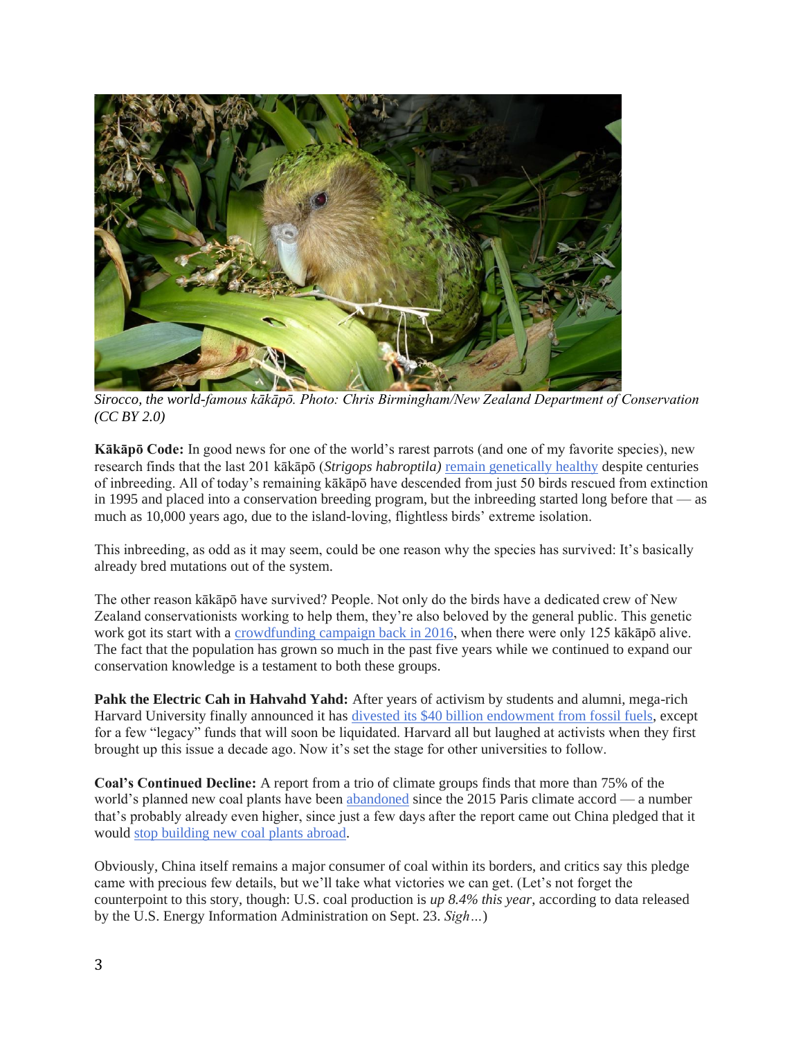*Sirocco, the world-famous kākāpō. Photo: Chris Birmingham/New Zealand Department of Conservation (CC BY 2.0)*

**Kākāpō Code:** In good news for one of the world's rarest parrots (and one of my favorite species), new research finds that the last 201 kākāpō (*Strigops habroptila)* remain genetically healthy despite centuries of inbreeding. All of today's remaining kākāpō have descended from just 50 birds rescued from extinction in 1995 and placed into a conservation breeding program, but the inbreeding started long before that — as much as 10,000 years ago, due to the island-loving, flightless birds' extreme isolation.

This inbreeding, as odd as it may seem, could be one reason why the species has survived: It's basically already bred mutations out of the system.

The other reason kākāpō have survived? People. Not only do the birds have a dedicated crew of New Zealand conservationists working to help them, they're also beloved by the general public. This genetic work got its start with a crowdfunding campaign back in 2016, when there were only 125 kākāpō alive. The fact that the population has grown so much in the past five years while we continued to expand our conservation knowledge is a testament to both these groups.

**Pahk the Electric Cah in Hahvahd Yahd:** After years of activism by students and alumni, mega-rich Harvard University finally announced it has divested its $40 billion endowment from fossil fuels, except for a few "legacy" funds that will soon be liquidated. Harvard all but laughed at activists when they first brought up this issue a decade ago. Now it's set the stage for other universities to follow.

**Coal's Continued Decline:** A report from a trio of climate groups finds that more than 75% of the world's planned new coal plants have been abandoned since the 2015 Paris climate accord — a number that's probably already even higher, since just a few days after the report came out China pledged that it would stop building new coal plants abroad.

Obviously, China itself remains a major consumer of coal within its borders, and critics say this pledge came with precious few details, but we'll take what victories we can get. (Let's not forget the counterpoint to this story, though: U.S. coal production is *up 8.4% this year*, according to data released by the U.S. Energy Information Administration on Sept. 23. *Sigh…*)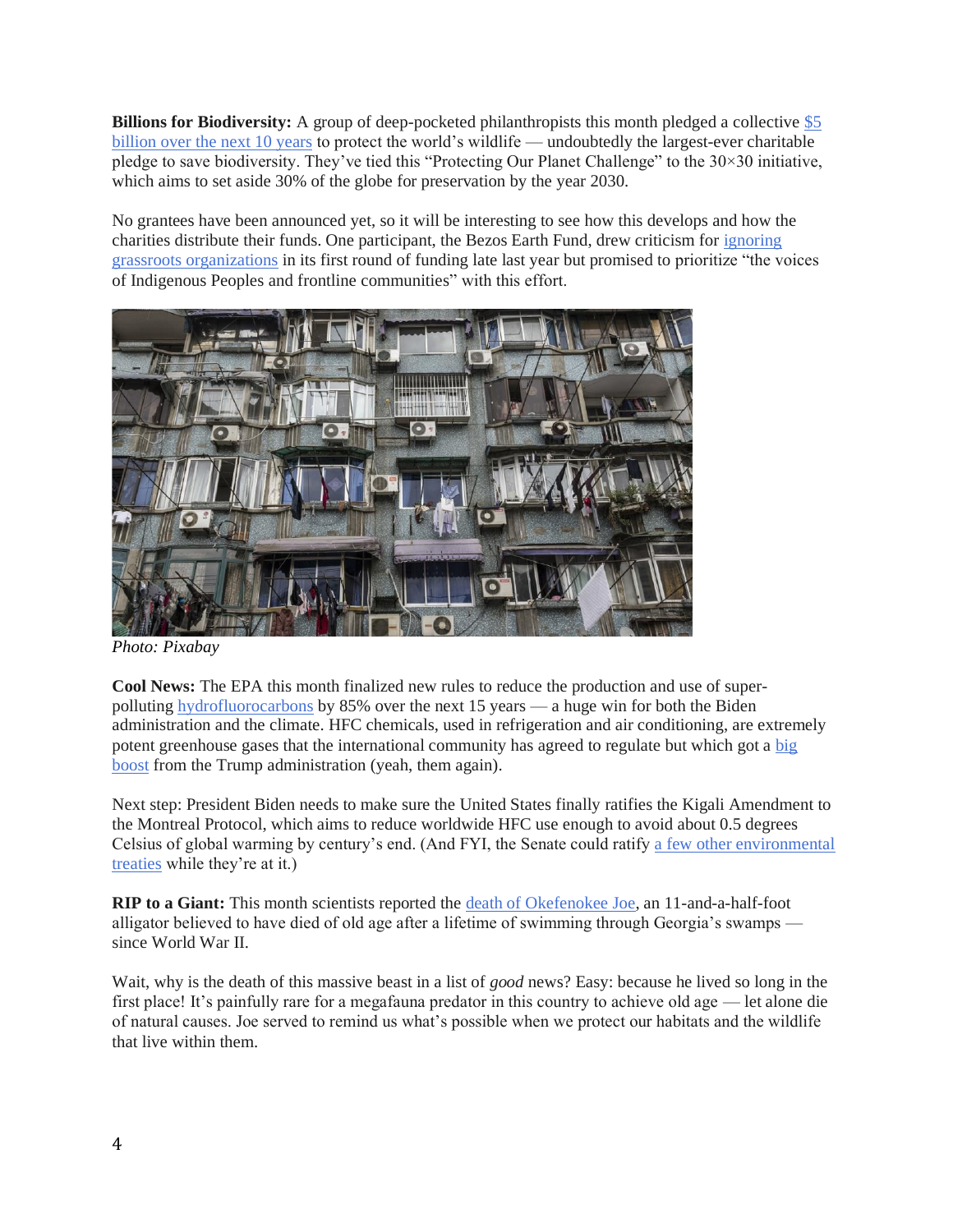**Billions for Biodiversity:** A group of deep-pocketed philanthropists this month pledged a collective $5 billion over the next 10 years to protect the world's wildlife — undoubtedly the largest-ever charitable pledge to save biodiversity. They've tied this "Protecting Our Planet Challenge" to the 30×30 initiative, which aims to set aside 30% of the globe for preservation by the year 2030.

No grantees have been announced yet, so it will be interesting to see how this develops and how the charities distribute their funds. One participant, the Bezos Earth Fund, drew criticism for ignoring grassroots organizations in its first round of funding late last year but promised to prioritize "the voices of Indigenous Peoples and frontline communities" with this effort.

*Photo: Pixabay*

**Cool News:** The EPA this month finalized new rules to reduce the production and use of super-polluting hydrofluorocarbons by 85% over the next 15 years — a huge win for both the Biden administration and the climate. HFC chemicals, used in refrigeration and air conditioning, are extremely potent greenhouse gases that the international community has agreed to regulate but which got a big boost from the Trump administration (yeah, them again).

Next step: President Biden needs to make sure the United States finally ratifies the Kigali Amendment to the Montreal Protocol, which aims to reduce worldwide HFC use enough to avoid about 0.5 degrees Celsius of global warming by century's end. (And FYI, the Senate could ratify a few other environmental treaties while they're at it.)

**RIP to a Giant:** This month scientists reported the death of Okefenokee Joe, an 11-and-a-half-foot alligator believed to have died of old age after a lifetime of swimming through Georgia's swamps — since World War II.

Wait, why is the death of this massive beast in a list of *good* news? Easy: because he lived so long in the first place! It's painfully rare for a megafauna predator in this country to achieve old age — let alone die of natural causes. Joe served to remind us what's possible when we protect our habitats and the wildlife that live within them.